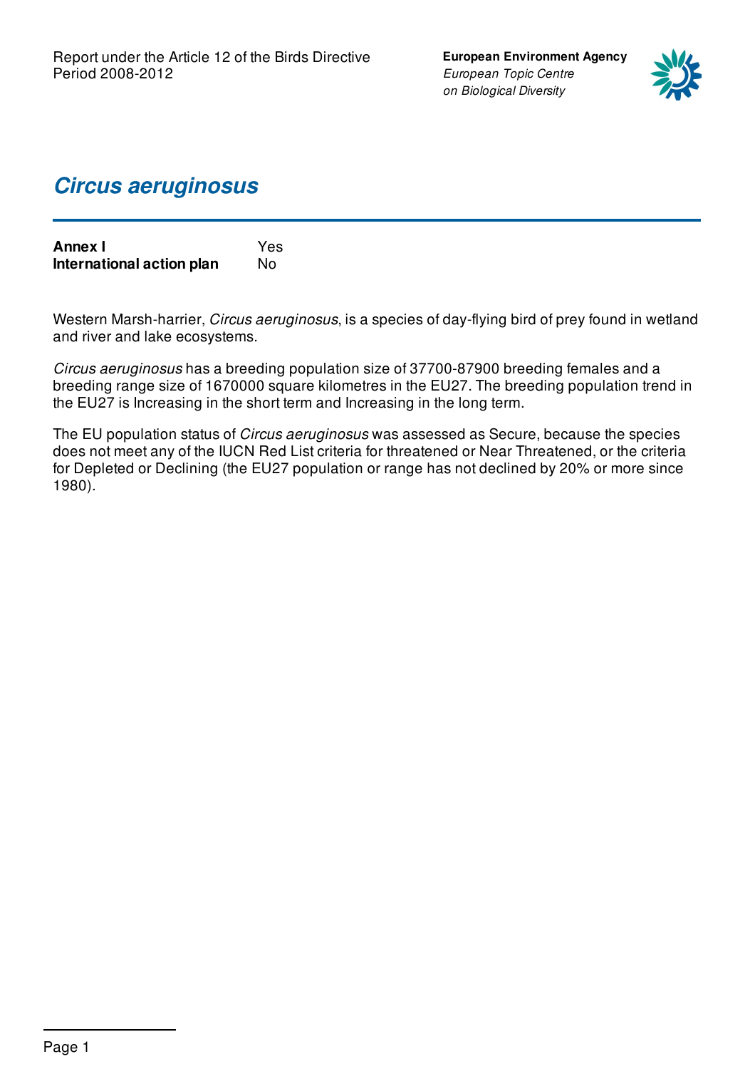Report under the Article 12 of the Birds Directive
Period 2008-2012

**European Environment Agency**
*European Topic Centre on Biological Diversity*

# *Circus aeruginosus*

| | |
|---|---|
| **Annex I** | Yes |
| **International action plan** | No |

Western Marsh-harrier, *Circus aeruginosus*, is a species of day-flying bird of prey found in wetland and river and lake ecosystems.

*Circus aeruginosus* has a breeding population size of 37700-87900 breeding females and a breeding range size of 1670000 square kilometres in the EU27. The breeding population trend in the EU27 is Increasing in the short term and Increasing in the long term.

The EU population status of *Circus aeruginosus* was assessed as Secure, because the species does not meet any of the IUCN Red List criteria for threatened or Near Threatened, or the criteria for Depleted or Declining (the EU27 population or range has not declined by 20% or more since 1980).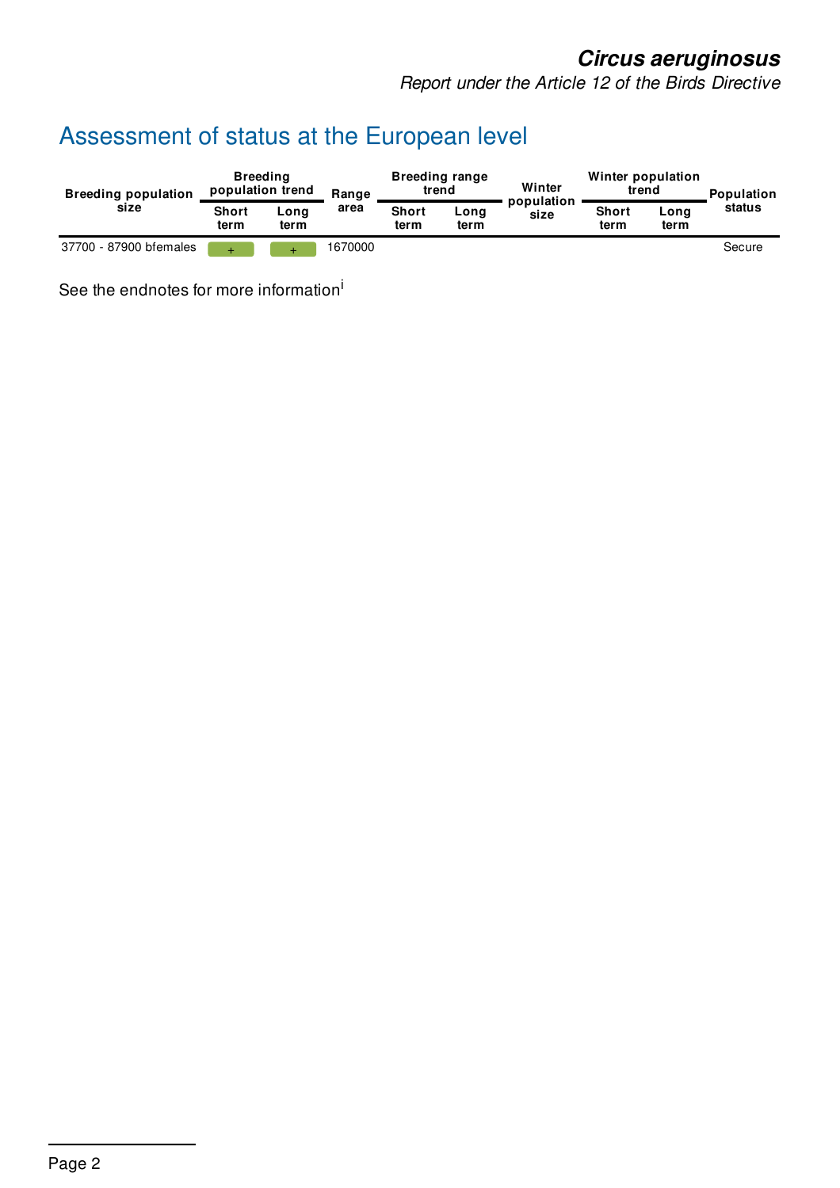# Assessment of status at the European level

| Breeding population size | Breeding population trend | | Range area | Breeding range trend | | Winter population size | Winter population trend | | Population status |
|---|---|---|---|---|---|---|---|---|---|
| | Short term | Long term | | Short term | Long term | | Short term | Long term | |
| 37700 - 87900 bfemales | + | + | 1670000 | | | | | | Secure |

See the endnotes for more information[i]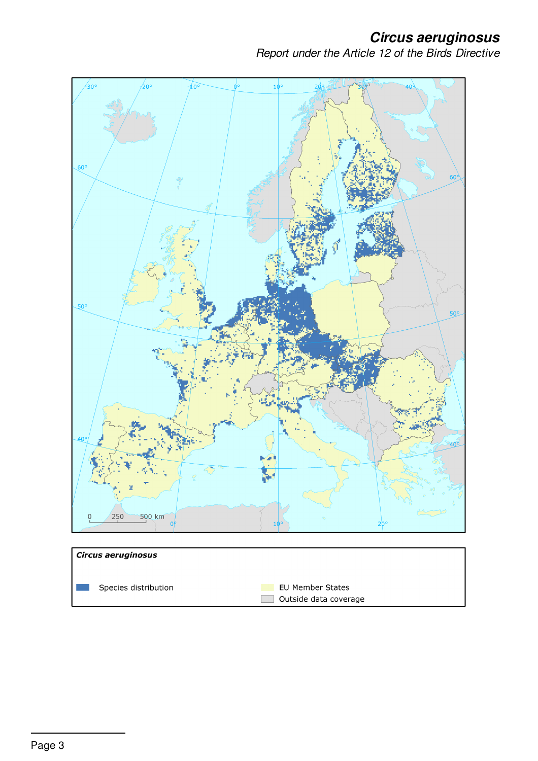# *Circus aeruginosus*

*Report under the Article 12 of the Birds Directive*

***Circus aeruginosus***

Species distribution

EU Member States

Outside data coverage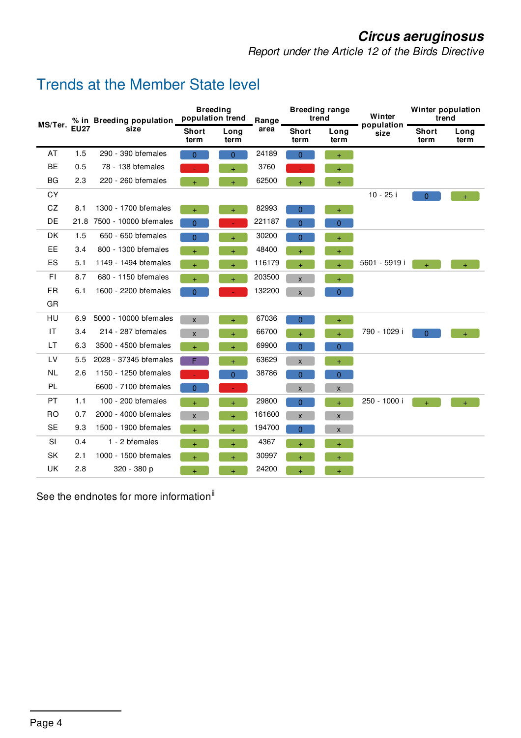## Trends at the Member State level

| MS/Ter. | % in EU27 | Breeding population size | Breeding population trend | | Range area | Breeding range trend | | Winter population size | Winter population trend | |
|---|---|---|---|---|---|---|---|---|---|---|
| | | | Short term | Long term | | Short term | Long term | | Short term | Long term |
| AT | 1.5 | 290 - 390 bfemales | 0 | 0 | 24189 | 0 | + | | | |
| BE | 0.5 | 78 - 138 bfemales | - | + | 3760 | - | + | | | |
| BG | 2.3 | 220 - 260 bfemales | + | + | 62500 | + | + | | | |
| CY | | | | | | | | 10 - 25 i | 0 | + |
| CZ | 8.1 | 1300 - 1700 bfemales | + | + | 82993 | 0 | + | | | |
| DE | 21.8 | 7500 - 10000 bfemales | 0 | - | 221187 | 0 | 0 | | | |
| DK | 1.5 | 650 - 650 bfemales | 0 | + | 30200 | 0 | + | | | |
| EE | 3.4 | 800 - 1300 bfemales | + | + | 48400 | + | + | | | |
| ES | 5.1 | 1149 - 1494 bfemales | + | + | 116179 | + | + | 5601 - 5919 i | + | + |
| FI | 8.7 | 680 - 1150 bfemales | + | + | 203500 | x | + | | | |
| FR | 6.1 | 1600 - 2200 bfemales | 0 | - | 132200 | x | 0 | | | |
| GR | | | | | | | | | | |
| HU | 6.9 | 5000 - 10000 bfemales | x | + | 67036 | 0 | + | | | |
| IT | 3.4 | 214 - 287 bfemales | x | + | 66700 | + | + | 790 - 1029 i | 0 | + |
| LT | 6.3 | 3500 - 4500 bfemales | + | + | 69900 | 0 | 0 | | | |
| LV | 5.5 | 2028 - 37345 bfemales | F | + | 63629 | x | + | | | |
| NL | 2.6 | 1150 - 1250 bfemales | - | 0 | 38786 | 0 | 0 | | | |
| PL | | 6600 - 7100 bfemales | 0 | - | | x | x | | | |
| PT | 1.1 | 100 - 200 bfemales | + | + | 29800 | 0 | + | 250 - 1000 i | + | + |
| RO | 0.7 | 2000 - 4000 bfemales | x | + | 161600 | x | x | | | |
| SE | 9.3 | 1500 - 1900 bfemales | + | + | 194700 | 0 | x | | | |
| SI | 0.4 | 1 - 2 bfemales | + | + | 4367 | + | + | | | |
| SK | 2.1 | 1000 - 1500 bfemales | + | + | 30997 | + | + | | | |
| UK | 2.8 | 320 - 380 p | + | + | 24200 | + | + | | | |

See the endnotes for more information[ii]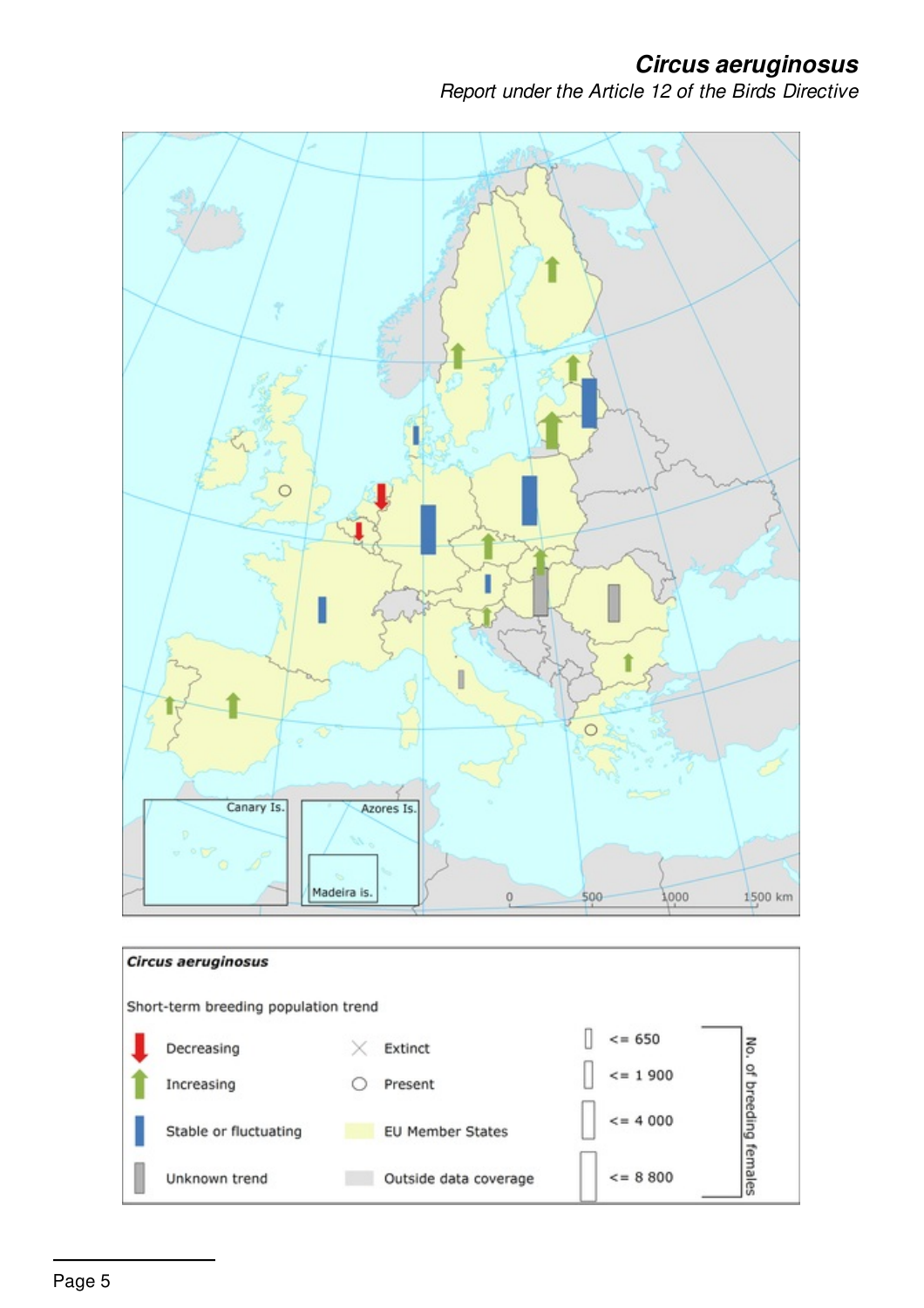**Circus aeruginosus**

Short-term breeding population trend

| | | | | | |
|---|---|---|---|---|---|
| Decreasing | Extinct | <= 650 | | | |
| Increasing | Present | <= 1 900 | | | |
| Stable or fluctuating | EU Member States | <= 4 000 | | | |
| Unknown trend | Outside data coverage | <= 8 800 | | | |

No. of breeding females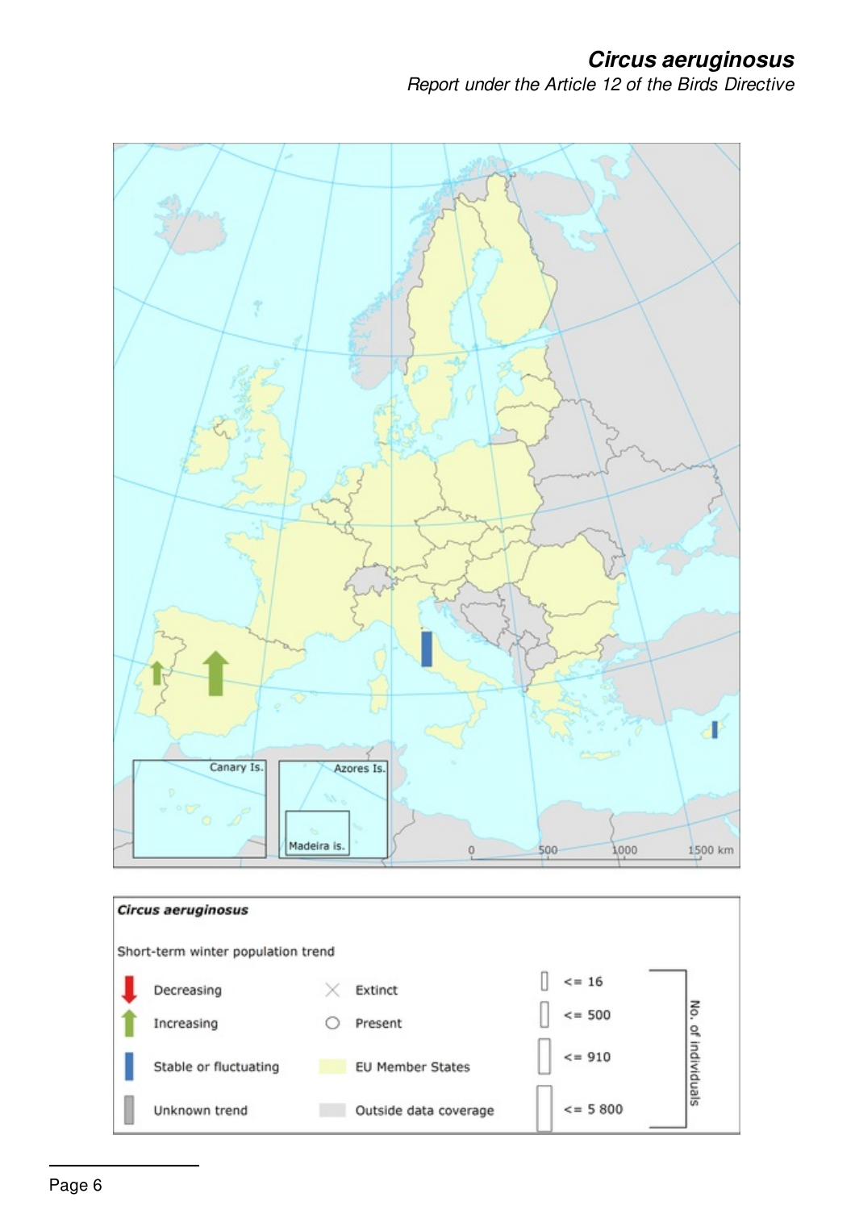Canary Is.

Azores Is.

Madeira is.

0 500 1000 1500 km

***Circus aeruginosus***

Short-term winter population trend

| | | | | |
|---|---|---|---|---|
| Decreasing | Extinct | <= 16 | | |
| Increasing | Present | <= 500 | | |
| Stable or fluctuating | EU Member States | <= 910 | | |
| Unknown trend | Outside data coverage | <= 5 800 | | |

No. of individuals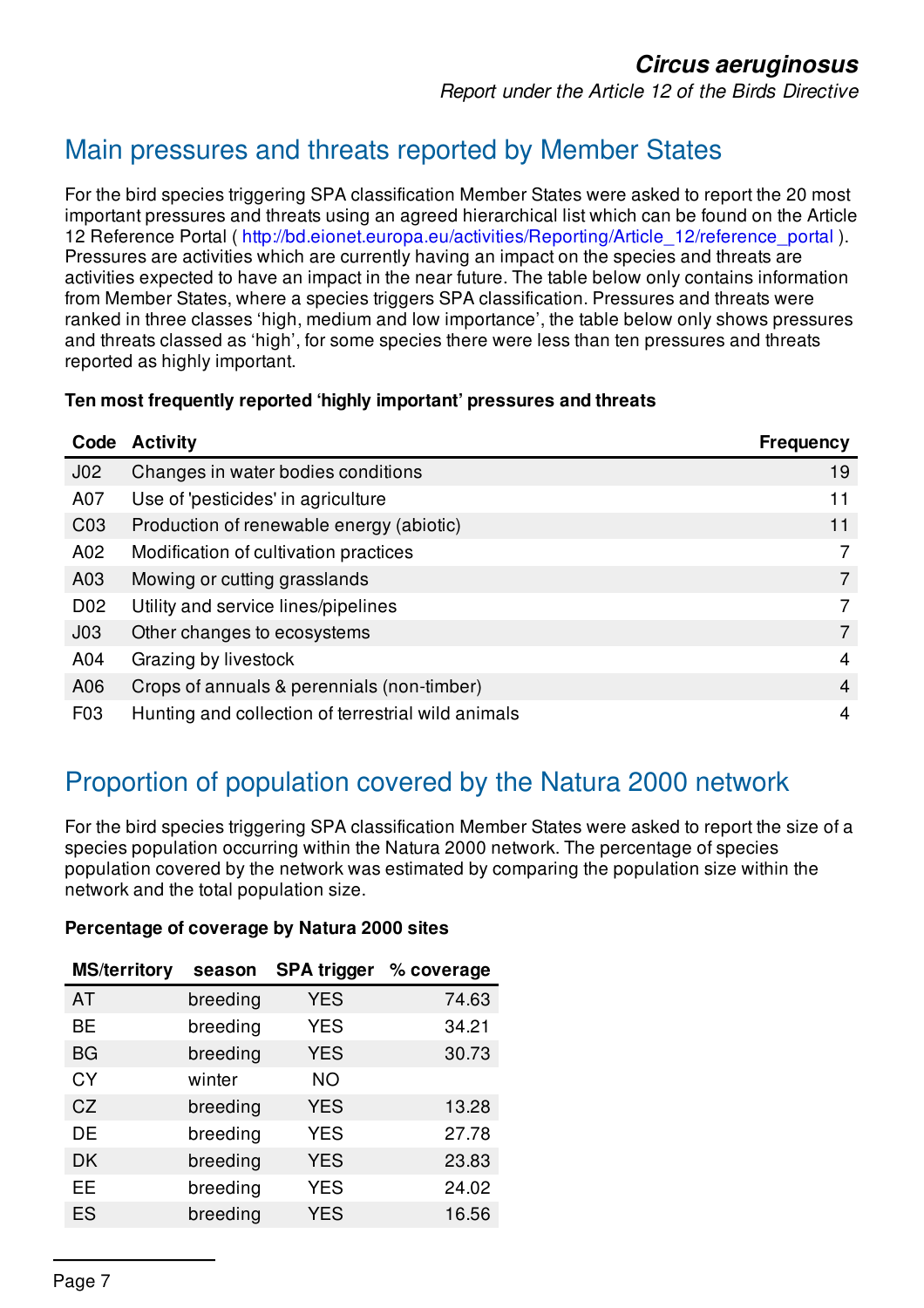## Main pressures and threats reported by Member States

For the bird species triggering SPA classification Member States were asked to report the 20 most important pressures and threats using an agreed hierarchical list which can be found on the Article 12 Reference Portal ( http://bd.eionet.europa.eu/activities/Reporting/Article_12/reference_portal ). Pressures are activities which are currently having an impact on the species and threats are activities expected to have an impact in the near future. The table below only contains information from Member States, where a species triggers SPA classification. Pressures and threats were ranked in three classes 'high, medium and low importance', the table below only shows pressures and threats classed as 'high', for some species there were less than ten pressures and threats reported as highly important.

**Ten most frequently reported 'highly important' pressures and threats**

| Code | Activity | Frequency |
|---|---|---|
| J02 | Changes in water bodies conditions | 19 |
| A07 | Use of 'pesticides' in agriculture | 11 |
| C03 | Production of renewable energy (abiotic) | 11 |
| A02 | Modification of cultivation practices | 7 |
| A03 | Mowing or cutting grasslands | 7 |
| D02 | Utility and service lines/pipelines | 7 |
| J03 | Other changes to ecosystems | 7 |
| A04 | Grazing by livestock | 4 |
| A06 | Crops of annuals & perennials (non-timber) | 4 |
| F03 | Hunting and collection of terrestrial wild animals | 4 |

## Proportion of population covered by the Natura 2000 network

For the bird species triggering SPA classification Member States were asked to report the size of a species population occurring within the Natura 2000 network. The percentage of species population covered by the network was estimated by comparing the population size within the network and the total population size.

**Percentage of coverage by Natura 2000 sites**

| MS/territory | season | SPA trigger | % coverage |
|---|---|---|---|
| AT | breeding | YES | 74.63 |
| BE | breeding | YES | 34.21 |
| BG | breeding | YES | 30.73 |
| CY | winter | NO | |
| CZ | breeding | YES | 13.28 |
| DE | breeding | YES | 27.78 |
| DK | breeding | YES | 23.83 |
| EE | breeding | YES | 24.02 |
| ES | breeding | YES | 16.56 |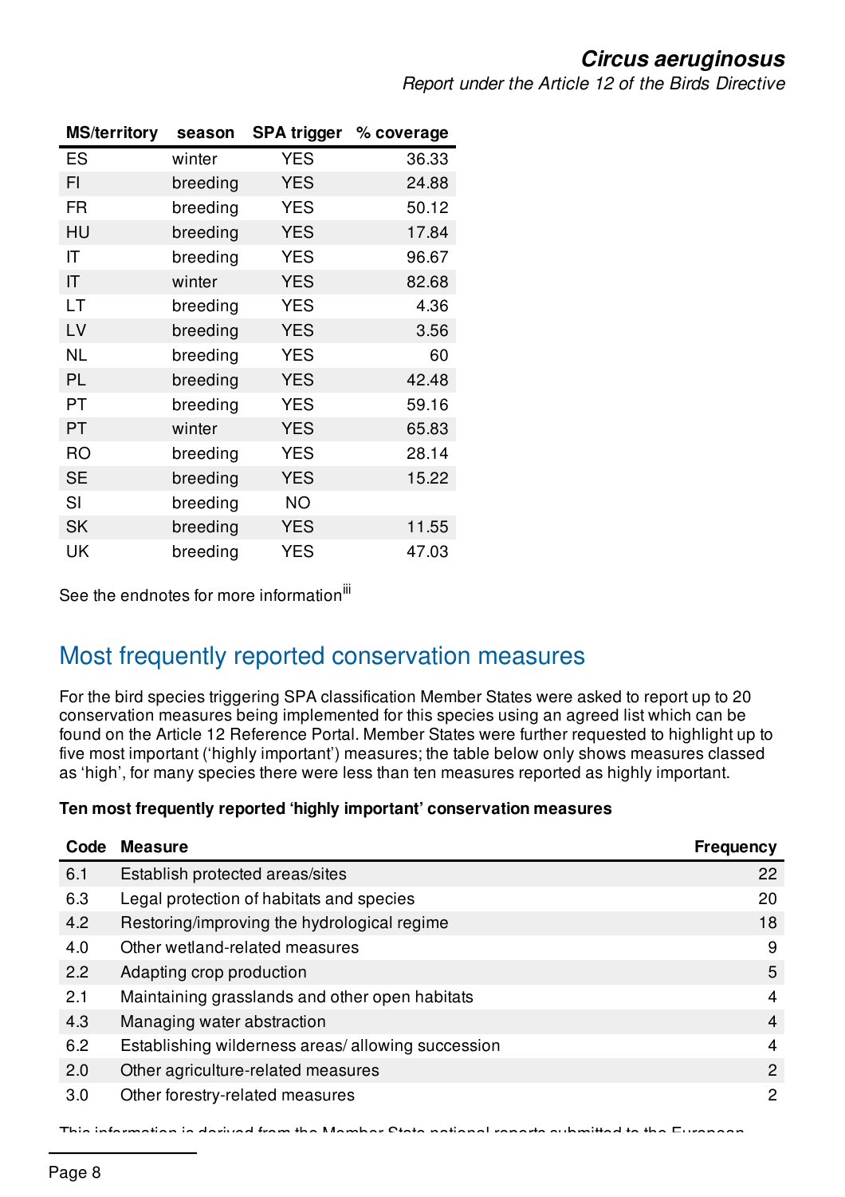| MS/territory | season | SPA trigger | % coverage |
|---|---|---|---|
| ES | winter | YES | 36.33 |
| FI | breeding | YES | 24.88 |
| FR | breeding | YES | 50.12 |
| HU | breeding | YES | 17.84 |
| IT | breeding | YES | 96.67 |
| IT | winter | YES | 82.68 |
| LT | breeding | YES | 4.36 |
| LV | breeding | YES | 3.56 |
| NL | breeding | YES | 60 |
| PL | breeding | YES | 42.48 |
| PT | breeding | YES | 59.16 |
| PT | winter | YES | 65.83 |
| RO | breeding | YES | 28.14 |
| SE | breeding | YES | 15.22 |
| SI | breeding | NO | |
| SK | breeding | YES | 11.55 |
| UK | breeding | YES | 47.03 |

See the endnotes for more information[iii]

## Most frequently reported conservation measures

For the bird species triggering SPA classification Member States were asked to report up to 20 conservation measures being implemented for this species using an agreed list which can be found on the Article 12 Reference Portal. Member States were further requested to highlight up to five most important ('highly important') measures; the table below only shows measures classed as 'high', for many species there were less than ten measures reported as highly important.

**Ten most frequently reported 'highly important' conservation measures**

| Code | Measure | Frequency |
|---|---|---|
| 6.1 | Establish protected areas/sites | 22 |
| 6.3 | Legal protection of habitats and species | 20 |
| 4.2 | Restoring/improving the hydrological regime | 18 |
| 4.0 | Other wetland-related measures | 9 |
| 2.2 | Adapting crop production | 5 |
| 2.1 | Maintaining grasslands and other open habitats | 4 |
| 4.3 | Managing water abstraction | 4 |
| 6.2 | Establishing wilderness areas/ allowing succession | 4 |
| 2.0 | Other agriculture-related measures | 2 |
| 3.0 | Other forestry-related measures | 2 |

This information is derived from the Member State national reports submitted to the European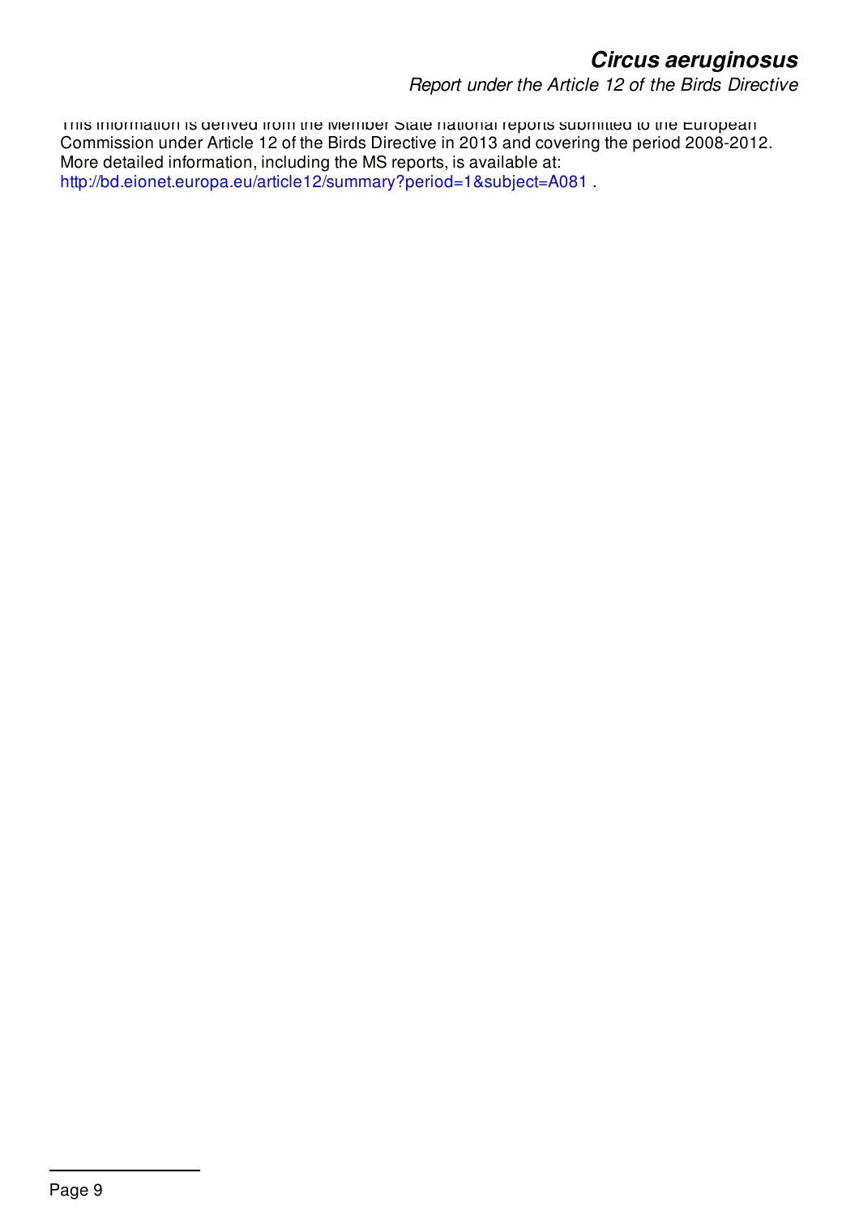This information is derived from the Member State national reports submitted to the European Commission under Article 12 of the Birds Directive in 2013 and covering the period 2008-2012. More detailed information, including the MS reports, is available at: http://bd.eionet.europa.eu/article12/summary?period=1&subject=A081 .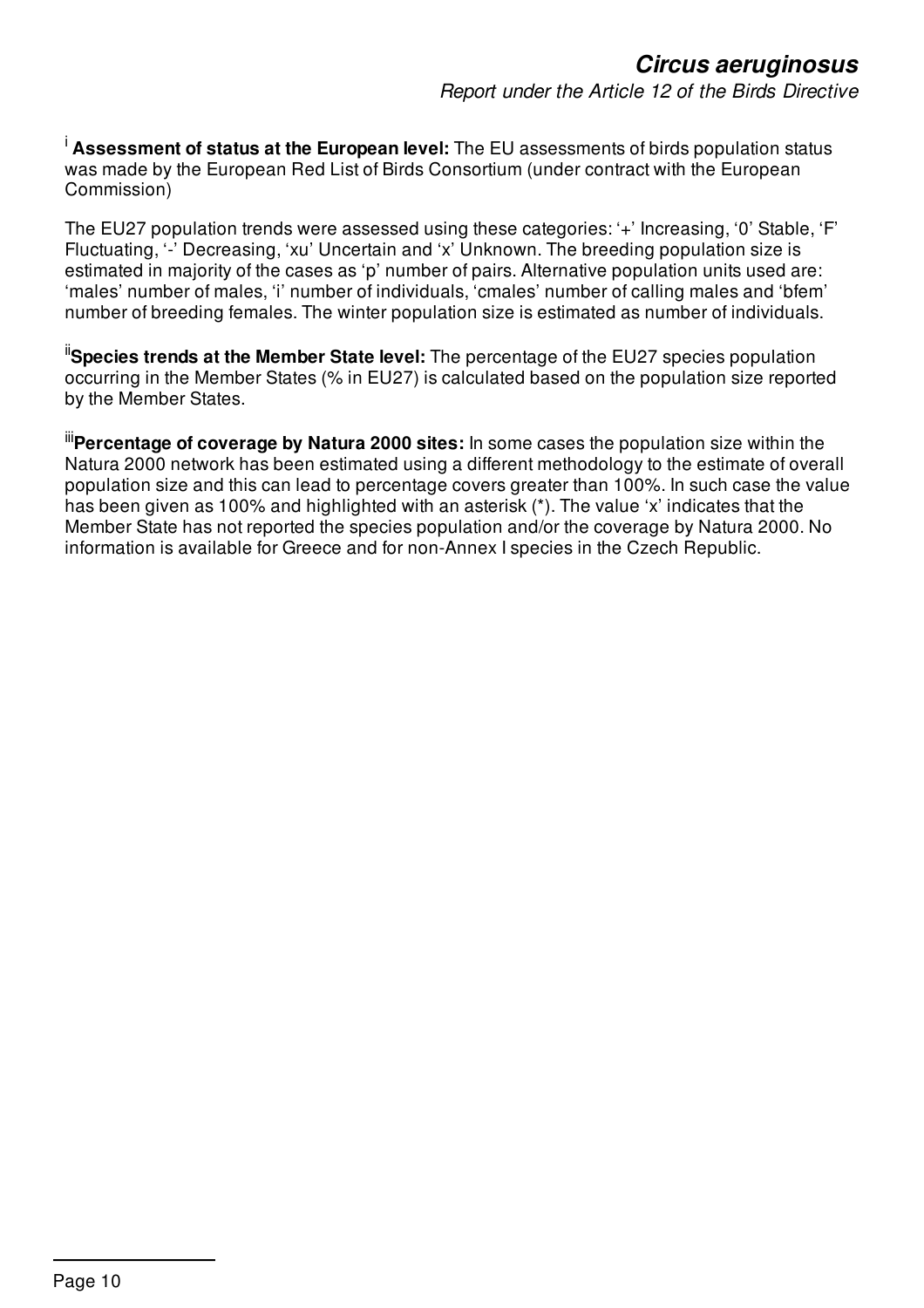[i] **Assessment of status at the European level:** The EU assessments of birds population status was made by the European Red List of Birds Consortium (under contract with the European Commission)

The EU27 population trends were assessed using these categories: '+' Increasing, '0' Stable, 'F' Fluctuating, '-' Decreasing, 'xu' Uncertain and 'x' Unknown. The breeding population size is estimated in majority of the cases as 'p' number of pairs. Alternative population units used are: 'males' number of males, 'i' number of individuals, 'cmales' number of calling males and 'bfem' number of breeding females. The winter population size is estimated as number of individuals.

[ii] **Species trends at the Member State level:** The percentage of the EU27 species population occurring in the Member States (% in EU27) is calculated based on the population size reported by the Member States.

[iii] **Percentage of coverage by Natura 2000 sites:** In some cases the population size within the Natura 2000 network has been estimated using a different methodology to the estimate of overall population size and this can lead to percentage covers greater than 100%. In such case the value has been given as 100% and highlighted with an asterisk (*). The value 'x' indicates that the Member State has not reported the species population and/or the coverage by Natura 2000. No information is available for Greece and for non-Annex I species in the Czech Republic.